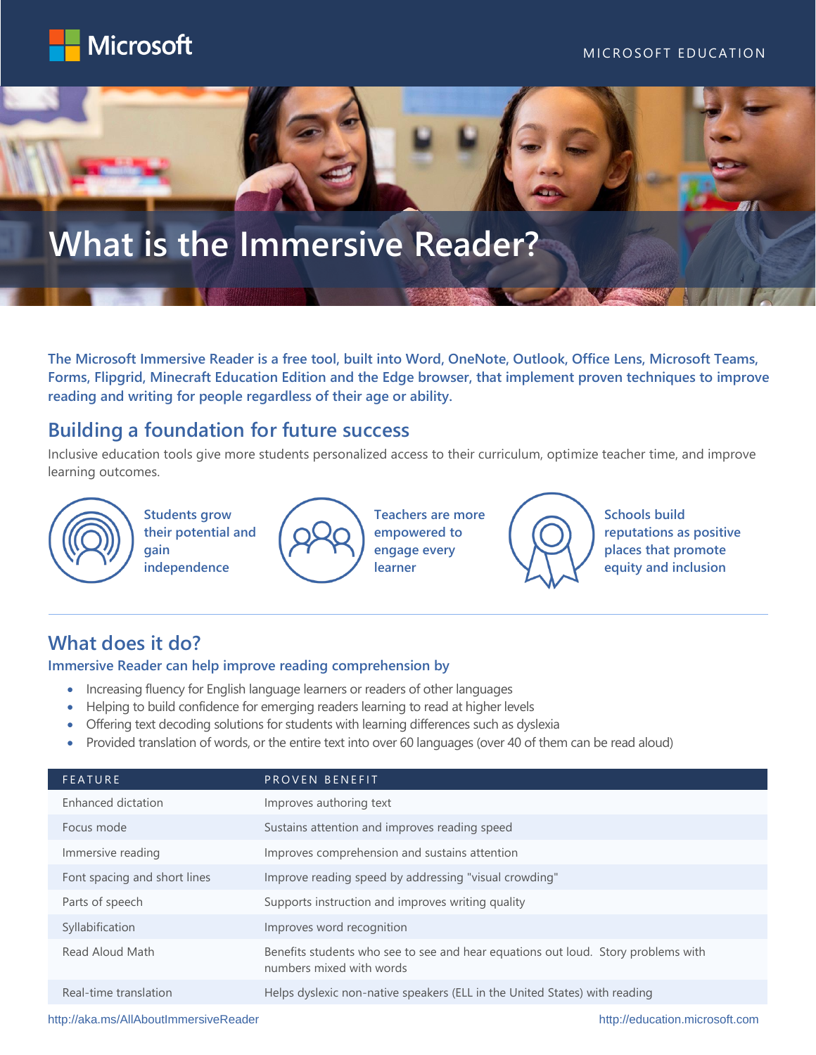# What is the Immersive Reader?

**The Microsoft Immersive Reader is a free tool, built into Word, OneNote, Outlook, Office Lens, Microsoft Teams, Forms, Flipgrid, Minecraft Education Edition and the Edge browser, that implement proven techniques to improve reading and writing for people regardless of their age or ability.**

## Building a foundation for future success

Inclusive education tools give more students personalized access to their curriculum, optimize teacher time, and improve learning outcomes.

**Students grow their potential and gain independence**

**Teachers are more empowered to engage every learner**

**Schools build reputations as positive places that promote equity and inclusion**

## What does it do?

### Immersive Reader can help improve reading comprehension by

- Increasing fluency for English language learners or readers of other languages
- Helping to build confidence for emerging readers learning to read at higher levels
- Offering text decoding solutions for students with learning differences such as dyslexia
- Provided translation of words, or the entire text into over 60 languages (over 40 of them can be read aloud)

| FEATURE | PROVEN BENEFIT |
| --- | --- |
| Enhanced dictation | Improves authoring text |
| Focus mode | Sustains attention and improves reading speed |
| Immersive reading | Improves comprehension and sustains attention |
| Font spacing and short lines | Improve reading speed by addressing "visual crowding" |
| Parts of speech | Supports instruction and improves writing quality |
| Syllabification | Improves word recognition |
| Read Aloud Math | Benefits students who see to see and hear equations out loud. Story problems with numbers mixed with words |
| Real-time translation | Helps dyslexic non-native speakers (ELL in the United States) with reading |

http://aka.ms/AllAboutImmersiveReader

http://education.microsoft.com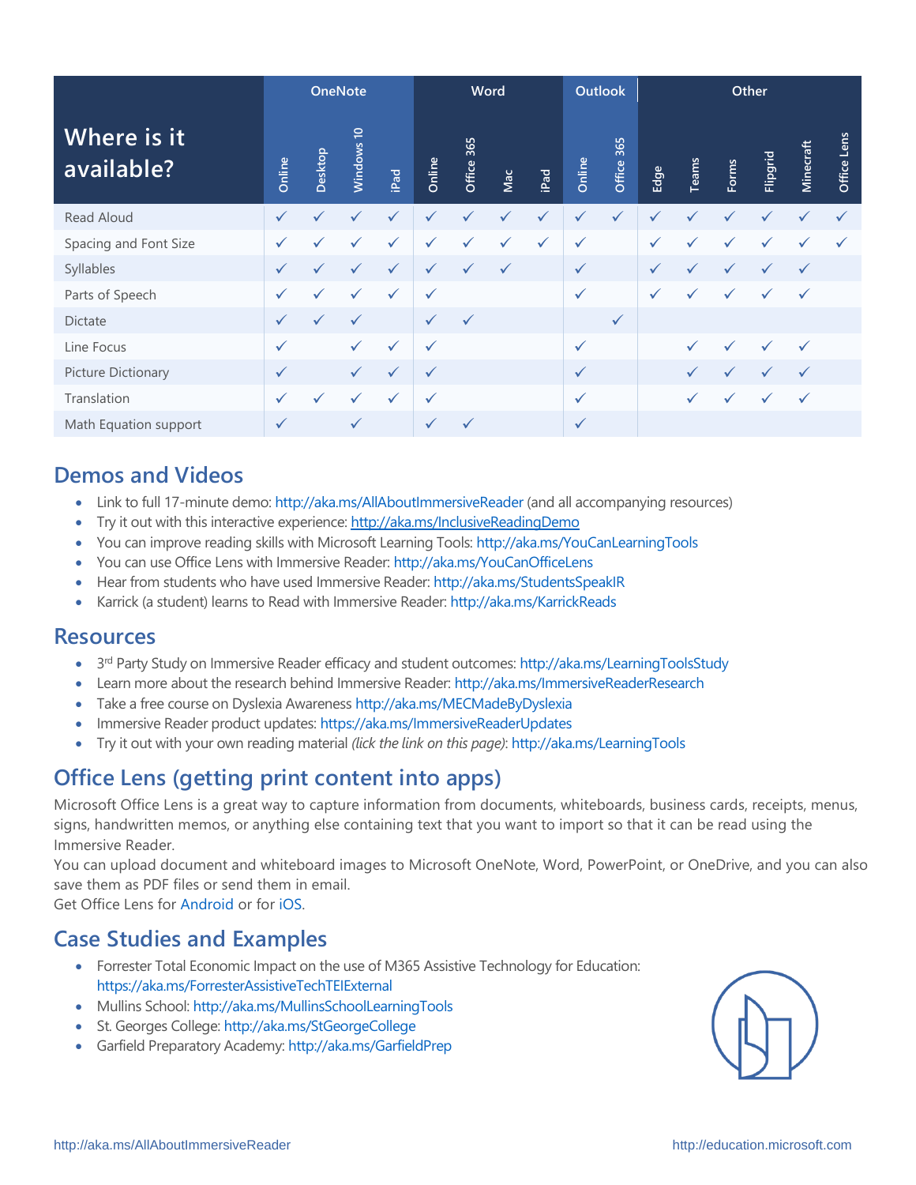| Where is it available? | OneNote | | | | Word | | | | Outlook | | Other | | | | | |
|---|---|---|---|---|---|---|---|---|---|---|---|---|---|---|---|---|
| | Online | Desktop | Windows 10 | iPad | Online | Office 365 | Mac | iPad | Online | Office 365 | Edge | Teams | Forms | Flipgrid | Minecraft | Office Lens |
| Read Aloud | ✓ | ✓ | ✓ | ✓ | ✓ | ✓ | ✓ | ✓ | ✓ | ✓ | ✓ | ✓ | ✓ | ✓ | ✓ | ✓ |
| Spacing and Font Size | ✓ | ✓ | ✓ | ✓ | ✓ | ✓ | ✓ | ✓ | ✓ | | ✓ | ✓ | ✓ | ✓ | ✓ | ✓ |
| Syllables | ✓ | ✓ | ✓ | ✓ | ✓ | ✓ | ✓ | | ✓ | | ✓ | ✓ | ✓ | ✓ | ✓ | |
| Parts of Speech | ✓ | ✓ | ✓ | ✓ | ✓ | | | | ✓ | | ✓ | ✓ | ✓ | ✓ | ✓ | |
| Dictate | ✓ | ✓ | ✓ | | ✓ | ✓ | | | | ✓ | | | | | | |
| Line Focus | ✓ | | ✓ | ✓ | ✓ | | | | ✓ | | | ✓ | ✓ | ✓ | ✓ | |
| Picture Dictionary | ✓ | | ✓ | ✓ | ✓ | | | | ✓ | | | ✓ | ✓ | ✓ | ✓ | |
| Translation | ✓ | ✓ | ✓ | ✓ | ✓ | | | | ✓ | | | ✓ | ✓ | ✓ | ✓ | |
| Math Equation support | ✓ | | ✓ | | ✓ | ✓ | | | ✓ | | | | | | | |

## Demos and Videos

- Link to full 17-minute demo: http://aka.ms/AllAboutImmersiveReader (and all accompanying resources)
- Try it out with this interactive experience: http://aka.ms/InclusiveReadingDemo
- You can improve reading skills with Microsoft Learning Tools: http://aka.ms/YouCanLearningTools
- You can use Office Lens with Immersive Reader: http://aka.ms/YouCanOfficeLens
- Hear from students who have used Immersive Reader: http://aka.ms/StudentsSpeakIR
- Karrick (a student) learns to Read with Immersive Reader: http://aka.ms/KarrickReads

## Resources

- 3rd Party Study on Immersive Reader efficacy and student outcomes: http://aka.ms/LearningToolsStudy
- Learn more about the research behind Immersive Reader: http://aka.ms/ImmersiveReaderResearch
- Take a free course on Dyslexia Awareness http://aka.ms/MECMadeByDyslexia
- Immersive Reader product updates: https://aka.ms/ImmersiveReaderUpdates
- Try it out with your own reading material *(lick the link on this page)*: http://aka.ms/LearningTools

## Office Lens (getting print content into apps)

Microsoft Office Lens is a great way to capture information from documents, whiteboards, business cards, receipts, menus, signs, handwritten memos, or anything else containing text that you want to import so that it can be read using the Immersive Reader.

You can upload document and whiteboard images to Microsoft OneNote, Word, PowerPoint, or OneDrive, and you can also save them as PDF files or send them in email.

Get Office Lens for Android or for iOS.

## Case Studies and Examples

- Forrester Total Economic Impact on the use of M365 Assistive Technology for Education: https://aka.ms/ForresterAssistiveTechTEIExternal
- Mullins School: http://aka.ms/MullinsSchoolLearningTools
- St. Georges College: http://aka.ms/StGeorgeCollege
- Garfield Preparatory Academy: http://aka.ms/GarfieldPrep